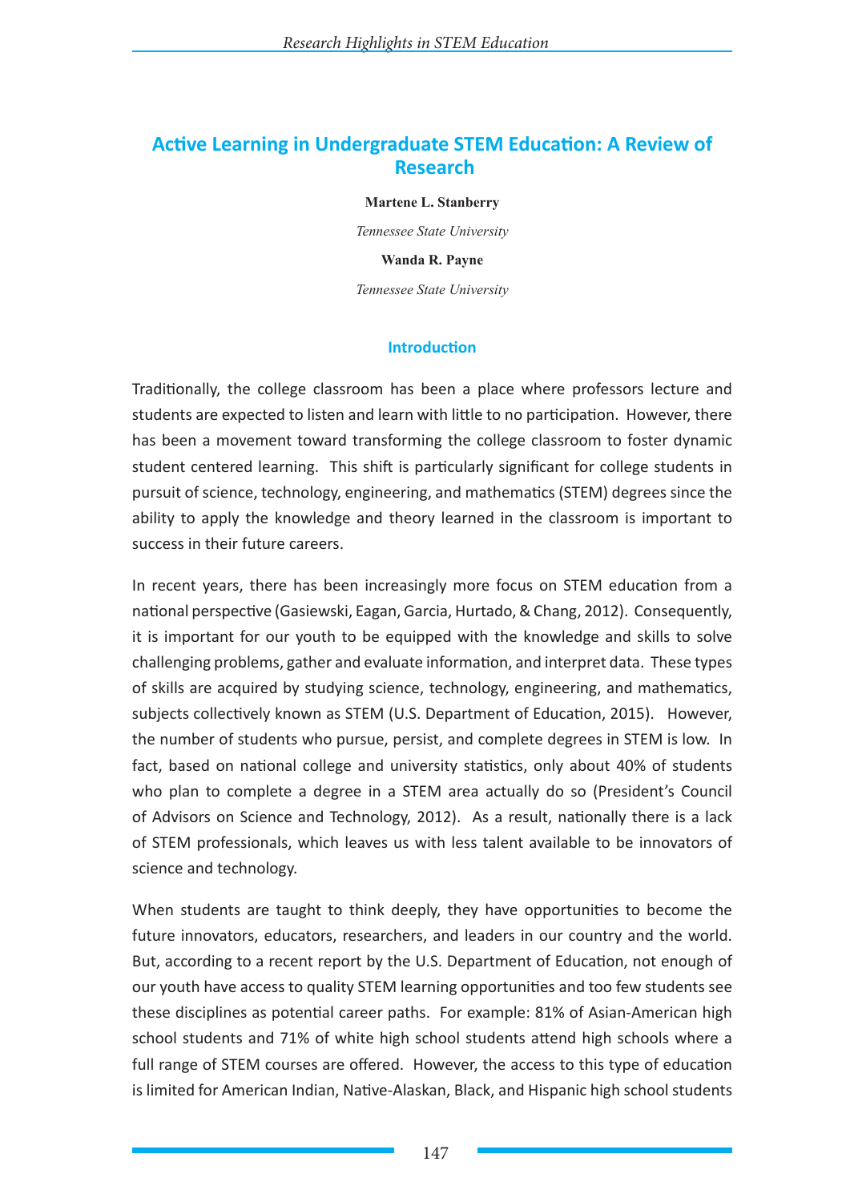# Active Learning in Undergraduate STEM Education: A Review of Research

**Martene L. Stanberry**

*Tennessee State University*

**Wanda R. Payne**

*Tennessee State University*

## Introduction

Traditionally, the college classroom has been a place where professors lecture and students are expected to listen and learn with little to no participation. However, there has been a movement toward transforming the college classroom to foster dynamic student centered learning. This shift is particularly significant for college students in pursuit of science, technology, engineering, and mathematics (STEM) degrees since the ability to apply the knowledge and theory learned in the classroom is important to success in their future careers.

In recent years, there has been increasingly more focus on STEM education from a national perspective (Gasiewski, Eagan, Garcia, Hurtado, & Chang, 2012). Consequently, it is important for our youth to be equipped with the knowledge and skills to solve challenging problems, gather and evaluate information, and interpret data. These types of skills are acquired by studying science, technology, engineering, and mathematics, subjects collectively known as STEM (U.S. Department of Education, 2015). However, the number of students who pursue, persist, and complete degrees in STEM is low. In fact, based on national college and university statistics, only about 40% of students who plan to complete a degree in a STEM area actually do so (President's Council of Advisors on Science and Technology, 2012). As a result, nationally there is a lack of STEM professionals, which leaves us with less talent available to be innovators of science and technology.

When students are taught to think deeply, they have opportunities to become the future innovators, educators, researchers, and leaders in our country and the world. But, according to a recent report by the U.S. Department of Education, not enough of our youth have access to quality STEM learning opportunities and too few students see these disciplines as potential career paths. For example: 81% of Asian-American high school students and 71% of white high school students attend high schools where a full range of STEM courses are offered. However, the access to this type of education is limited for American Indian, Native-Alaskan, Black, and Hispanic high school students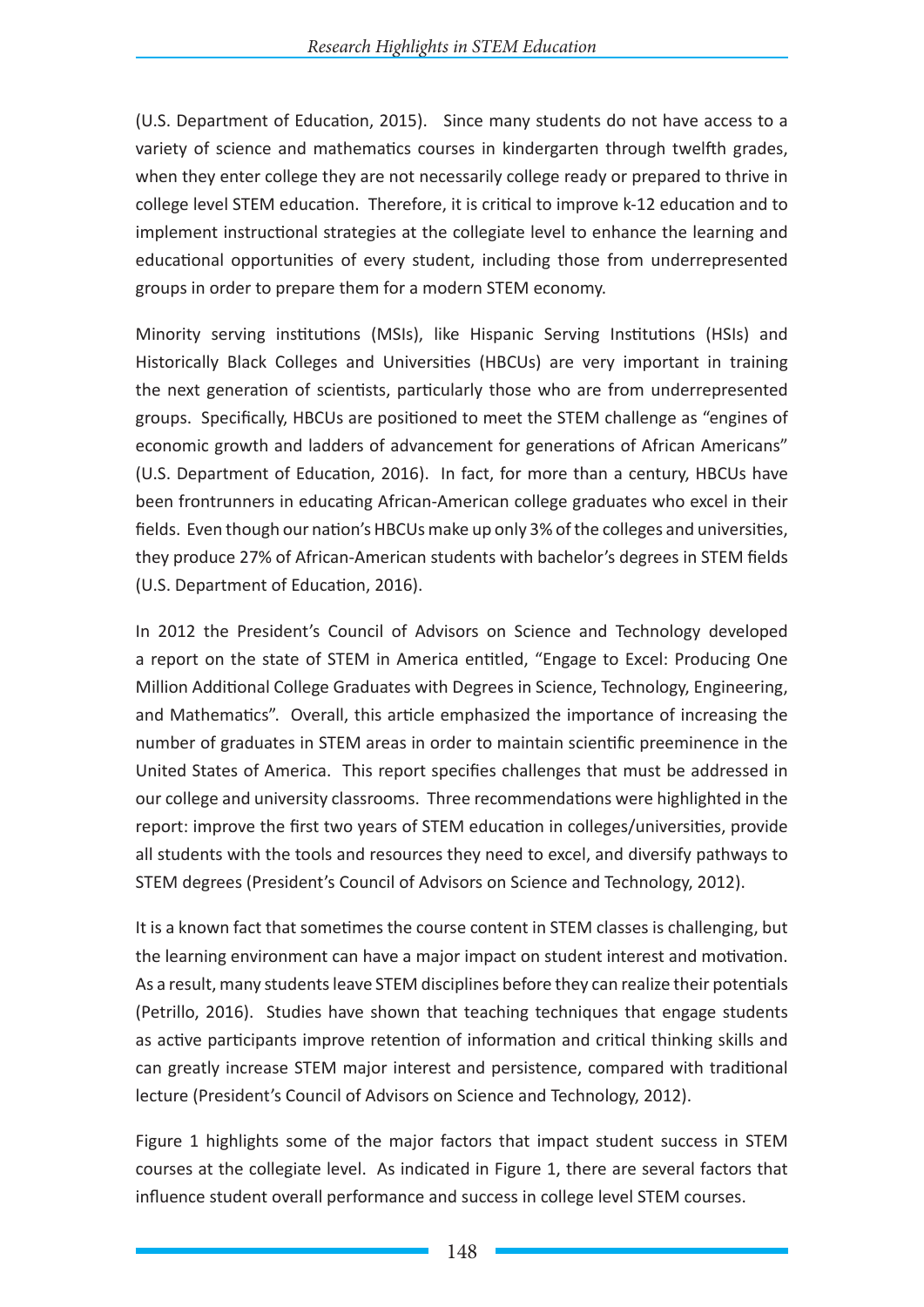(U.S. Department of Education, 2015). Since many students do not have access to a variety of science and mathematics courses in kindergarten through twelfth grades, when they enter college they are not necessarily college ready or prepared to thrive in college level STEM education. Therefore, it is critical to improve k-12 education and to implement instructional strategies at the collegiate level to enhance the learning and educational opportunities of every student, including those from underrepresented groups in order to prepare them for a modern STEM economy.

Minority serving institutions (MSIs), like Hispanic Serving Institutions (HSIs) and Historically Black Colleges and Universities (HBCUs) are very important in training the next generation of scientists, particularly those who are from underrepresented groups. Specifically, HBCUs are positioned to meet the STEM challenge as "engines of economic growth and ladders of advancement for generations of African Americans" (U.S. Department of Education, 2016). In fact, for more than a century, HBCUs have been frontrunners in educating African-American college graduates who excel in their fields. Even though our nation's HBCUs make up only 3% of the colleges and universities, they produce 27% of African-American students with bachelor's degrees in STEM fields (U.S. Department of Education, 2016).

In 2012 the President's Council of Advisors on Science and Technology developed a report on the state of STEM in America entitled, "Engage to Excel: Producing One Million Additional College Graduates with Degrees in Science, Technology, Engineering, and Mathematics". Overall, this article emphasized the importance of increasing the number of graduates in STEM areas in order to maintain scientific preeminence in the United States of America. This report specifies challenges that must be addressed in our college and university classrooms. Three recommendations were highlighted in the report: improve the first two years of STEM education in colleges/universities, provide all students with the tools and resources they need to excel, and diversify pathways to STEM degrees (President's Council of Advisors on Science and Technology, 2012).

It is a known fact that sometimes the course content in STEM classes is challenging, but the learning environment can have a major impact on student interest and motivation. As a result, many students leave STEM disciplines before they can realize their potentials (Petrillo, 2016). Studies have shown that teaching techniques that engage students as active participants improve retention of information and critical thinking skills and can greatly increase STEM major interest and persistence, compared with traditional lecture (President's Council of Advisors on Science and Technology, 2012).

Figure 1 highlights some of the major factors that impact student success in STEM courses at the collegiate level. As indicated in Figure 1, there are several factors that influence student overall performance and success in college level STEM courses.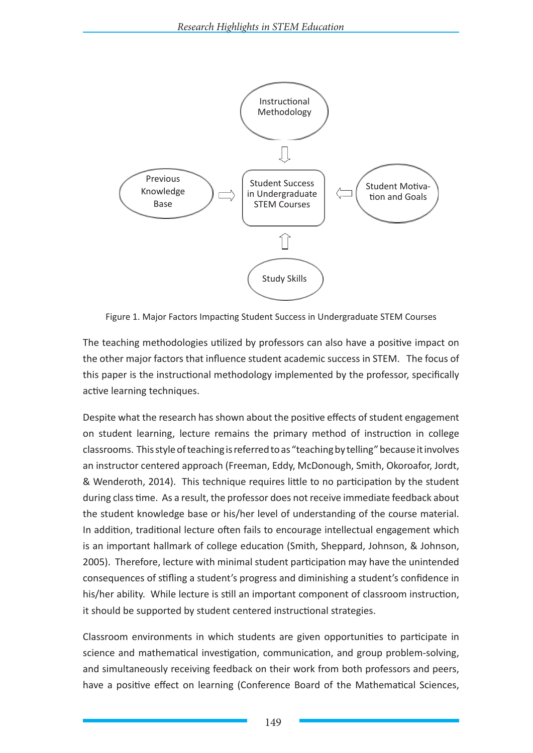Figure 1. Major Factors Impacting Student Success in Undergraduate STEM Courses

The teaching methodologies utilized by professors can also have a positive impact on the other major factors that influence student academic success in STEM. The focus of this paper is the instructional methodology implemented by the professor, specifically active learning techniques.

Despite what the research has shown about the positive effects of student engagement on student learning, lecture remains the primary method of instruction in college classrooms. This style of teaching is referred to as "teaching by telling" because it involves an instructor centered approach (Freeman, Eddy, McDonough, Smith, Okoroafor, Jordt, & Wenderoth, 2014). This technique requires little to no participation by the student during class time. As a result, the professor does not receive immediate feedback about the student knowledge base or his/her level of understanding of the course material. In addition, traditional lecture often fails to encourage intellectual engagement which is an important hallmark of college education (Smith, Sheppard, Johnson, & Johnson, 2005). Therefore, lecture with minimal student participation may have the unintended consequences of stifling a student's progress and diminishing a student's confidence in his/her ability. While lecture is still an important component of classroom instruction, it should be supported by student centered instructional strategies.

Classroom environments in which students are given opportunities to participate in science and mathematical investigation, communication, and group problem-solving, and simultaneously receiving feedback on their work from both professors and peers, have a positive effect on learning (Conference Board of the Mathematical Sciences,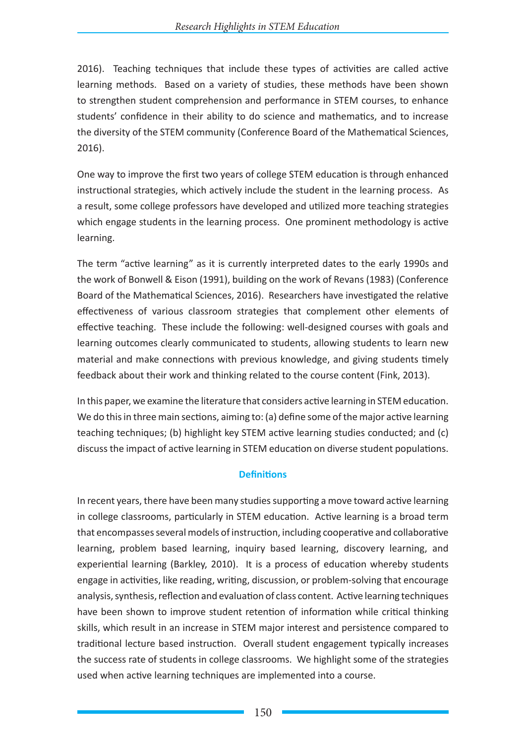2016). Teaching techniques that include these types of activities are called active learning methods. Based on a variety of studies, these methods have been shown to strengthen student comprehension and performance in STEM courses, to enhance students' confidence in their ability to do science and mathematics, and to increase the diversity of the STEM community (Conference Board of the Mathematical Sciences, 2016).

One way to improve the first two years of college STEM education is through enhanced instructional strategies, which actively include the student in the learning process. As a result, some college professors have developed and utilized more teaching strategies which engage students in the learning process. One prominent methodology is active learning.

The term "active learning" as it is currently interpreted dates to the early 1990s and the work of Bonwell & Eison (1991), building on the work of Revans (1983) (Conference Board of the Mathematical Sciences, 2016). Researchers have investigated the relative effectiveness of various classroom strategies that complement other elements of effective teaching. These include the following: well-designed courses with goals and learning outcomes clearly communicated to students, allowing students to learn new material and make connections with previous knowledge, and giving students timely feedback about their work and thinking related to the course content (Fink, 2013).

In this paper, we examine the literature that considers active learning in STEM education. We do this in three main sections, aiming to: (a) define some of the major active learning teaching techniques; (b) highlight key STEM active learning studies conducted; and (c) discuss the impact of active learning in STEM education on diverse student populations.

## Definitions

In recent years, there have been many studies supporting a move toward active learning in college classrooms, particularly in STEM education. Active learning is a broad term that encompasses several models of instruction, including cooperative and collaborative learning, problem based learning, inquiry based learning, discovery learning, and experiential learning (Barkley, 2010). It is a process of education whereby students engage in activities, like reading, writing, discussion, or problem-solving that encourage analysis, synthesis, reflection and evaluation of class content. Active learning techniques have been shown to improve student retention of information while critical thinking skills, which result in an increase in STEM major interest and persistence compared to traditional lecture based instruction. Overall student engagement typically increases the success rate of students in college classrooms. We highlight some of the strategies used when active learning techniques are implemented into a course.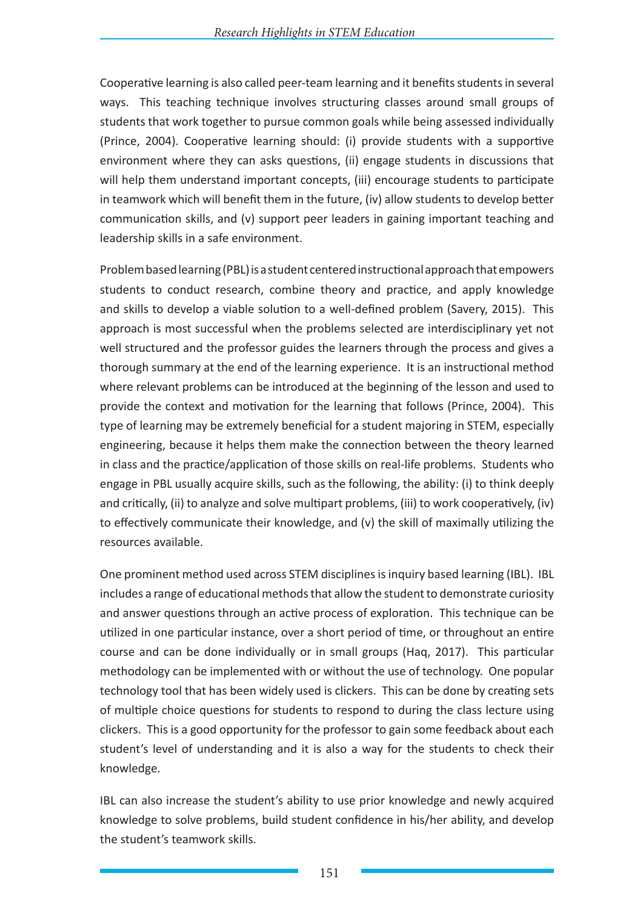Cooperative learning is also called peer-team learning and it benefits students in several ways. This teaching technique involves structuring classes around small groups of students that work together to pursue common goals while being assessed individually (Prince, 2004). Cooperative learning should: (i) provide students with a supportive environment where they can asks questions, (ii) engage students in discussions that will help them understand important concepts, (iii) encourage students to participate in teamwork which will benefit them in the future, (iv) allow students to develop better communication skills, and (v) support peer leaders in gaining important teaching and leadership skills in a safe environment.

Problem based learning (PBL) is a student centered instructional approach that empowers students to conduct research, combine theory and practice, and apply knowledge and skills to develop a viable solution to a well-defined problem (Savery, 2015). This approach is most successful when the problems selected are interdisciplinary yet not well structured and the professor guides the learners through the process and gives a thorough summary at the end of the learning experience. It is an instructional method where relevant problems can be introduced at the beginning of the lesson and used to provide the context and motivation for the learning that follows (Prince, 2004). This type of learning may be extremely beneficial for a student majoring in STEM, especially engineering, because it helps them make the connection between the theory learned in class and the practice/application of those skills on real-life problems. Students who engage in PBL usually acquire skills, such as the following, the ability: (i) to think deeply and critically, (ii) to analyze and solve multipart problems, (iii) to work cooperatively, (iv) to effectively communicate their knowledge, and (v) the skill of maximally utilizing the resources available.

One prominent method used across STEM disciplines is inquiry based learning (IBL). IBL includes a range of educational methods that allow the student to demonstrate curiosity and answer questions through an active process of exploration. This technique can be utilized in one particular instance, over a short period of time, or throughout an entire course and can be done individually or in small groups (Haq, 2017). This particular methodology can be implemented with or without the use of technology. One popular technology tool that has been widely used is clickers. This can be done by creating sets of multiple choice questions for students to respond to during the class lecture using clickers. This is a good opportunity for the professor to gain some feedback about each student's level of understanding and it is also a way for the students to check their knowledge.

IBL can also increase the student's ability to use prior knowledge and newly acquired knowledge to solve problems, build student confidence in his/her ability, and develop the student's teamwork skills.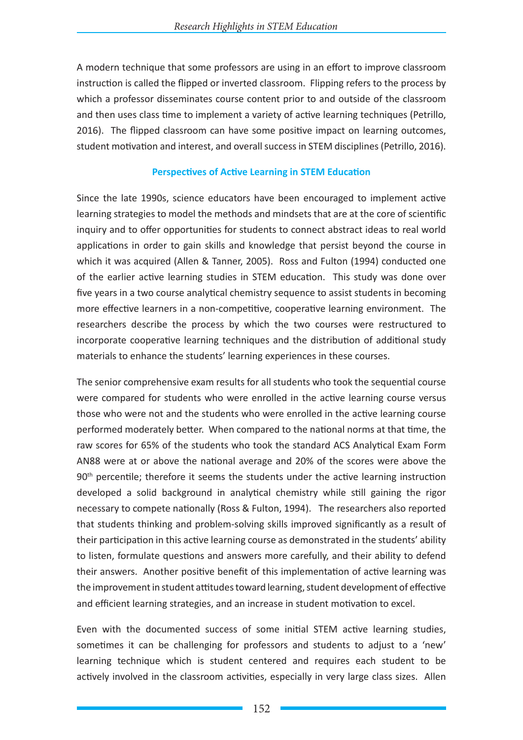A modern technique that some professors are using in an effort to improve classroom instruction is called the flipped or inverted classroom. Flipping refers to the process by which a professor disseminates course content prior to and outside of the classroom and then uses class time to implement a variety of active learning techniques (Petrillo, 2016). The flipped classroom can have some positive impact on learning outcomes, student motivation and interest, and overall success in STEM disciplines (Petrillo, 2016).

## Perspectives of Active Learning in STEM Education

Since the late 1990s, science educators have been encouraged to implement active learning strategies to model the methods and mindsets that are at the core of scientific inquiry and to offer opportunities for students to connect abstract ideas to real world applications in order to gain skills and knowledge that persist beyond the course in which it was acquired (Allen & Tanner, 2005). Ross and Fulton (1994) conducted one of the earlier active learning studies in STEM education. This study was done over five years in a two course analytical chemistry sequence to assist students in becoming more effective learners in a non-competitive, cooperative learning environment. The researchers describe the process by which the two courses were restructured to incorporate cooperative learning techniques and the distribution of additional study materials to enhance the students' learning experiences in these courses.

The senior comprehensive exam results for all students who took the sequential course were compared for students who were enrolled in the active learning course versus those who were not and the students who were enrolled in the active learning course performed moderately better. When compared to the national norms at that time, the raw scores for 65% of the students who took the standard ACS Analytical Exam Form AN88 were at or above the national average and 20% of the scores were above the 90th percentile; therefore it seems the students under the active learning instruction developed a solid background in analytical chemistry while still gaining the rigor necessary to compete nationally (Ross & Fulton, 1994). The researchers also reported that students thinking and problem-solving skills improved significantly as a result of their participation in this active learning course as demonstrated in the students' ability to listen, formulate questions and answers more carefully, and their ability to defend their answers. Another positive benefit of this implementation of active learning was the improvement in student attitudes toward learning, student development of effective and efficient learning strategies, and an increase in student motivation to excel.

Even with the documented success of some initial STEM active learning studies, sometimes it can be challenging for professors and students to adjust to a 'new' learning technique which is student centered and requires each student to be actively involved in the classroom activities, especially in very large class sizes. Allen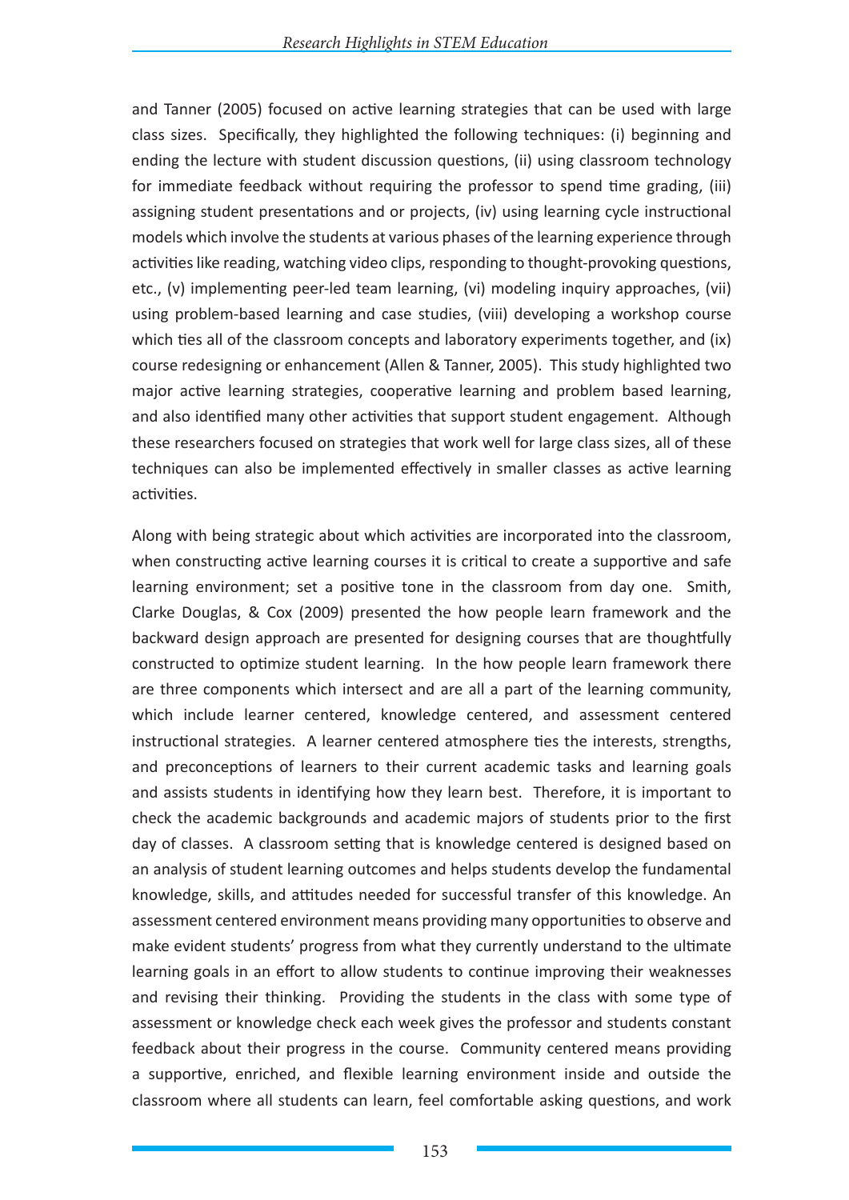and Tanner (2005) focused on active learning strategies that can be used with large class sizes. Specifically, they highlighted the following techniques: (i) beginning and ending the lecture with student discussion questions, (ii) using classroom technology for immediate feedback without requiring the professor to spend time grading, (iii) assigning student presentations and or projects, (iv) using learning cycle instructional models which involve the students at various phases of the learning experience through activities like reading, watching video clips, responding to thought-provoking questions, etc., (v) implementing peer-led team learning, (vi) modeling inquiry approaches, (vii) using problem-based learning and case studies, (viii) developing a workshop course which ties all of the classroom concepts and laboratory experiments together, and (ix) course redesigning or enhancement (Allen & Tanner, 2005). This study highlighted two major active learning strategies, cooperative learning and problem based learning, and also identified many other activities that support student engagement. Although these researchers focused on strategies that work well for large class sizes, all of these techniques can also be implemented effectively in smaller classes as active learning activities.

Along with being strategic about which activities are incorporated into the classroom, when constructing active learning courses it is critical to create a supportive and safe learning environment; set a positive tone in the classroom from day one. Smith, Clarke Douglas, & Cox (2009) presented the how people learn framework and the backward design approach are presented for designing courses that are thoughtfully constructed to optimize student learning. In the how people learn framework there are three components which intersect and are all a part of the learning community, which include learner centered, knowledge centered, and assessment centered instructional strategies. A learner centered atmosphere ties the interests, strengths, and preconceptions of learners to their current academic tasks and learning goals and assists students in identifying how they learn best. Therefore, it is important to check the academic backgrounds and academic majors of students prior to the first day of classes. A classroom setting that is knowledge centered is designed based on an analysis of student learning outcomes and helps students develop the fundamental knowledge, skills, and attitudes needed for successful transfer of this knowledge. An assessment centered environment means providing many opportunities to observe and make evident students' progress from what they currently understand to the ultimate learning goals in an effort to allow students to continue improving their weaknesses and revising their thinking. Providing the students in the class with some type of assessment or knowledge check each week gives the professor and students constant feedback about their progress in the course. Community centered means providing a supportive, enriched, and flexible learning environment inside and outside the classroom where all students can learn, feel comfortable asking questions, and work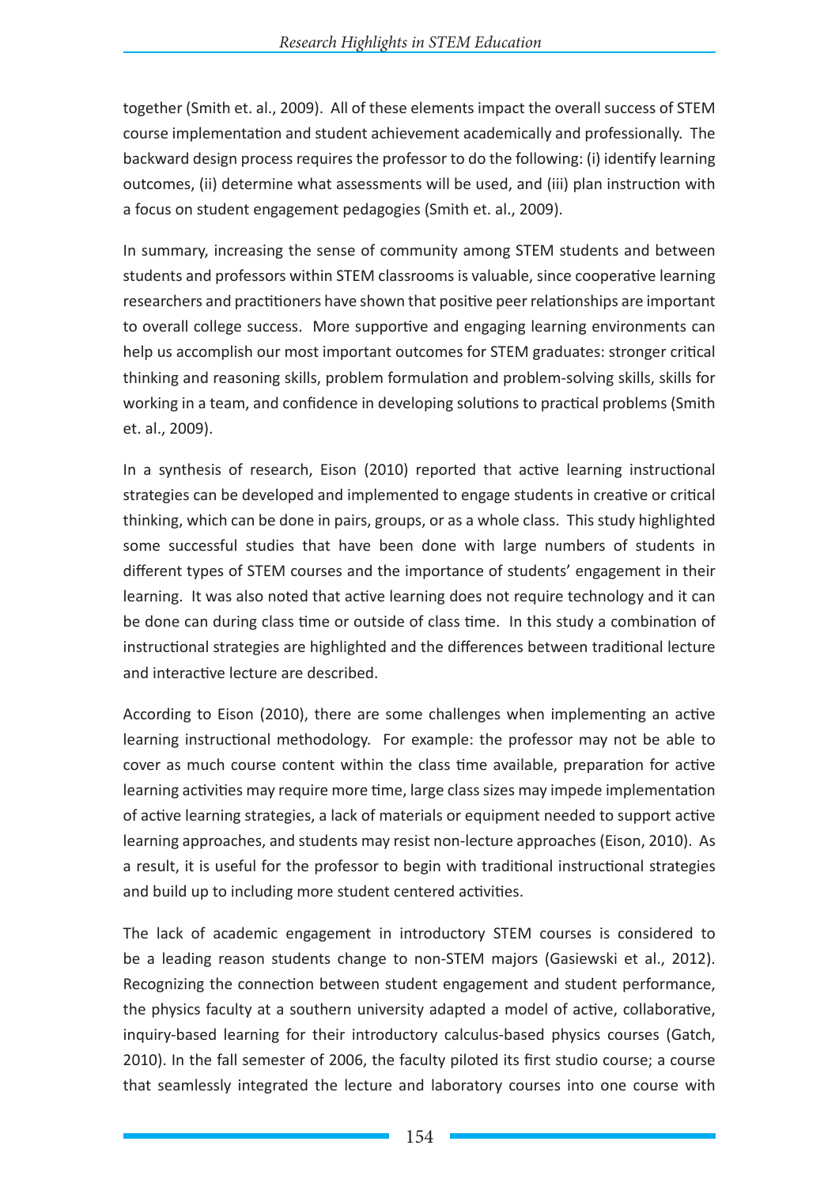together (Smith et. al., 2009). All of these elements impact the overall success of STEM course implementation and student achievement academically and professionally. The backward design process requires the professor to do the following: (i) identify learning outcomes, (ii) determine what assessments will be used, and (iii) plan instruction with a focus on student engagement pedagogies (Smith et. al., 2009).

In summary, increasing the sense of community among STEM students and between students and professors within STEM classrooms is valuable, since cooperative learning researchers and practitioners have shown that positive peer relationships are important to overall college success. More supportive and engaging learning environments can help us accomplish our most important outcomes for STEM graduates: stronger critical thinking and reasoning skills, problem formulation and problem-solving skills, skills for working in a team, and confidence in developing solutions to practical problems (Smith et. al., 2009).

In a synthesis of research, Eison (2010) reported that active learning instructional strategies can be developed and implemented to engage students in creative or critical thinking, which can be done in pairs, groups, or as a whole class. This study highlighted some successful studies that have been done with large numbers of students in different types of STEM courses and the importance of students' engagement in their learning. It was also noted that active learning does not require technology and it can be done can during class time or outside of class time. In this study a combination of instructional strategies are highlighted and the differences between traditional lecture and interactive lecture are described.

According to Eison (2010), there are some challenges when implementing an active learning instructional methodology. For example: the professor may not be able to cover as much course content within the class time available, preparation for active learning activities may require more time, large class sizes may impede implementation of active learning strategies, a lack of materials or equipment needed to support active learning approaches, and students may resist non-lecture approaches (Eison, 2010). As a result, it is useful for the professor to begin with traditional instructional strategies and build up to including more student centered activities.

The lack of academic engagement in introductory STEM courses is considered to be a leading reason students change to non-STEM majors (Gasiewski et al., 2012). Recognizing the connection between student engagement and student performance, the physics faculty at a southern university adapted a model of active, collaborative, inquiry-based learning for their introductory calculus-based physics courses (Gatch, 2010). In the fall semester of 2006, the faculty piloted its first studio course; a course that seamlessly integrated the lecture and laboratory courses into one course with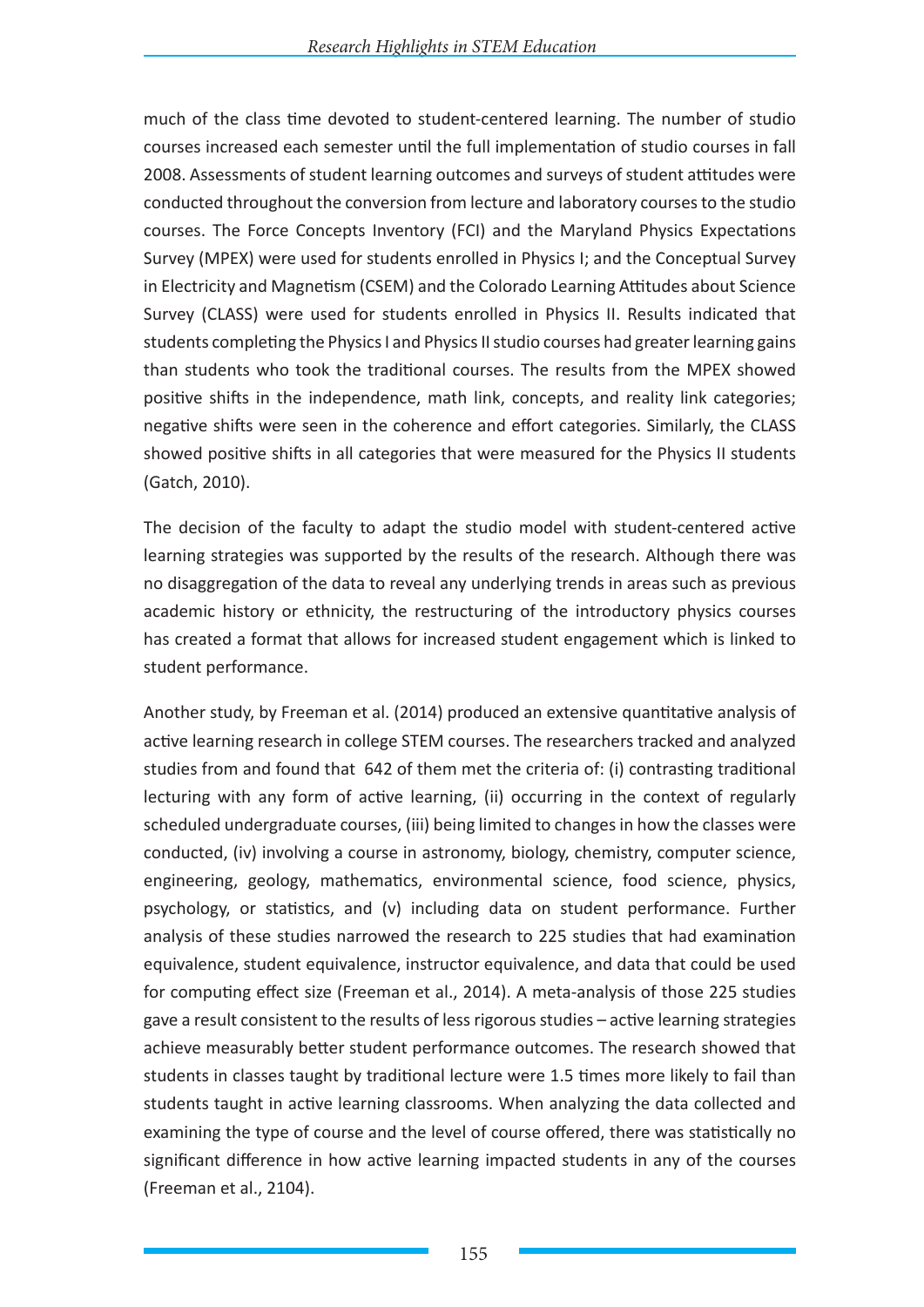much of the class time devoted to student-centered learning. The number of studio courses increased each semester until the full implementation of studio courses in fall 2008. Assessments of student learning outcomes and surveys of student attitudes were conducted throughout the conversion from lecture and laboratory courses to the studio courses. The Force Concepts Inventory (FCI) and the Maryland Physics Expectations Survey (MPEX) were used for students enrolled in Physics I; and the Conceptual Survey in Electricity and Magnetism (CSEM) and the Colorado Learning Attitudes about Science Survey (CLASS) were used for students enrolled in Physics II. Results indicated that students completing the Physics I and Physics II studio courses had greater learning gains than students who took the traditional courses. The results from the MPEX showed positive shifts in the independence, math link, concepts, and reality link categories; negative shifts were seen in the coherence and effort categories. Similarly, the CLASS showed positive shifts in all categories that were measured for the Physics II students (Gatch, 2010).

The decision of the faculty to adapt the studio model with student-centered active learning strategies was supported by the results of the research. Although there was no disaggregation of the data to reveal any underlying trends in areas such as previous academic history or ethnicity, the restructuring of the introductory physics courses has created a format that allows for increased student engagement which is linked to student performance.

Another study, by Freeman et al. (2014) produced an extensive quantitative analysis of active learning research in college STEM courses. The researchers tracked and analyzed studies from and found that 642 of them met the criteria of: (i) contrasting traditional lecturing with any form of active learning, (ii) occurring in the context of regularly scheduled undergraduate courses, (iii) being limited to changes in how the classes were conducted, (iv) involving a course in astronomy, biology, chemistry, computer science, engineering, geology, mathematics, environmental science, food science, physics, psychology, or statistics, and (v) including data on student performance. Further analysis of these studies narrowed the research to 225 studies that had examination equivalence, student equivalence, instructor equivalence, and data that could be used for computing effect size (Freeman et al., 2014). A meta-analysis of those 225 studies gave a result consistent to the results of less rigorous studies – active learning strategies achieve measurably better student performance outcomes. The research showed that students in classes taught by traditional lecture were 1.5 times more likely to fail than students taught in active learning classrooms. When analyzing the data collected and examining the type of course and the level of course offered, there was statistically no significant difference in how active learning impacted students in any of the courses (Freeman et al., 2104).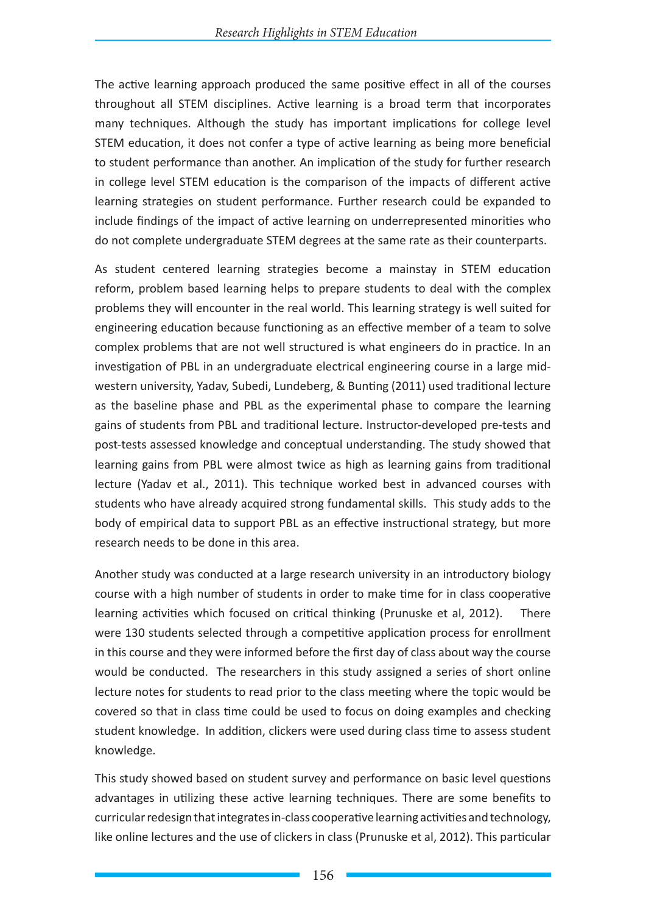The active learning approach produced the same positive effect in all of the courses throughout all STEM disciplines. Active learning is a broad term that incorporates many techniques. Although the study has important implications for college level STEM education, it does not confer a type of active learning as being more beneficial to student performance than another. An implication of the study for further research in college level STEM education is the comparison of the impacts of different active learning strategies on student performance. Further research could be expanded to include findings of the impact of active learning on underrepresented minorities who do not complete undergraduate STEM degrees at the same rate as their counterparts.

As student centered learning strategies become a mainstay in STEM education reform, problem based learning helps to prepare students to deal with the complex problems they will encounter in the real world. This learning strategy is well suited for engineering education because functioning as an effective member of a team to solve complex problems that are not well structured is what engineers do in practice. In an investigation of PBL in an undergraduate electrical engineering course in a large mid-western university, Yadav, Subedi, Lundeberg, & Bunting (2011) used traditional lecture as the baseline phase and PBL as the experimental phase to compare the learning gains of students from PBL and traditional lecture. Instructor-developed pre-tests and post-tests assessed knowledge and conceptual understanding. The study showed that learning gains from PBL were almost twice as high as learning gains from traditional lecture (Yadav et al., 2011). This technique worked best in advanced courses with students who have already acquired strong fundamental skills. This study adds to the body of empirical data to support PBL as an effective instructional strategy, but more research needs to be done in this area.

Another study was conducted at a large research university in an introductory biology course with a high number of students in order to make time for in class cooperative learning activities which focused on critical thinking (Prunuske et al, 2012). There were 130 students selected through a competitive application process for enrollment in this course and they were informed before the first day of class about way the course would be conducted. The researchers in this study assigned a series of short online lecture notes for students to read prior to the class meeting where the topic would be covered so that in class time could be used to focus on doing examples and checking student knowledge. In addition, clickers were used during class time to assess student knowledge.

This study showed based on student survey and performance on basic level questions advantages in utilizing these active learning techniques. There are some benefits to curricular redesign that integrates in-class cooperative learning activities and technology, like online lectures and the use of clickers in class (Prunuske et al, 2012). This particular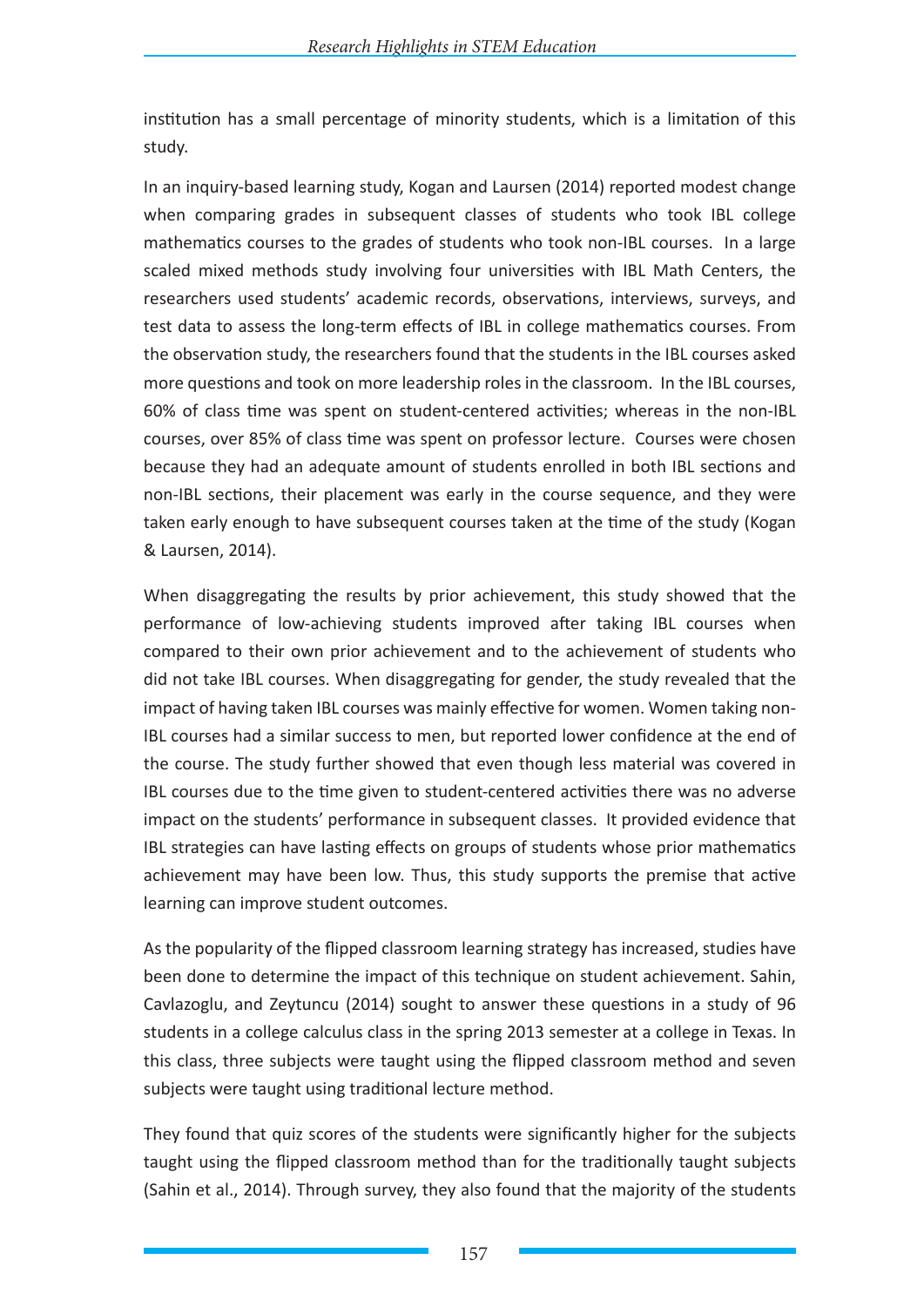institution has a small percentage of minority students, which is a limitation of this study.

In an inquiry-based learning study, Kogan and Laursen (2014) reported modest change when comparing grades in subsequent classes of students who took IBL college mathematics courses to the grades of students who took non-IBL courses. In a large scaled mixed methods study involving four universities with IBL Math Centers, the researchers used students' academic records, observations, interviews, surveys, and test data to assess the long-term effects of IBL in college mathematics courses. From the observation study, the researchers found that the students in the IBL courses asked more questions and took on more leadership roles in the classroom. In the IBL courses, 60% of class time was spent on student-centered activities; whereas in the non-IBL courses, over 85% of class time was spent on professor lecture. Courses were chosen because they had an adequate amount of students enrolled in both IBL sections and non-IBL sections, their placement was early in the course sequence, and they were taken early enough to have subsequent courses taken at the time of the study (Kogan & Laursen, 2014).

When disaggregating the results by prior achievement, this study showed that the performance of low-achieving students improved after taking IBL courses when compared to their own prior achievement and to the achievement of students who did not take IBL courses. When disaggregating for gender, the study revealed that the impact of having taken IBL courses was mainly effective for women. Women taking non-IBL courses had a similar success to men, but reported lower confidence at the end of the course. The study further showed that even though less material was covered in IBL courses due to the time given to student-centered activities there was no adverse impact on the students' performance in subsequent classes. It provided evidence that IBL strategies can have lasting effects on groups of students whose prior mathematics achievement may have been low. Thus, this study supports the premise that active learning can improve student outcomes.

As the popularity of the flipped classroom learning strategy has increased, studies have been done to determine the impact of this technique on student achievement. Sahin, Cavlazoglu, and Zeytuncu (2014) sought to answer these questions in a study of 96 students in a college calculus class in the spring 2013 semester at a college in Texas. In this class, three subjects were taught using the flipped classroom method and seven subjects were taught using traditional lecture method.

They found that quiz scores of the students were significantly higher for the subjects taught using the flipped classroom method than for the traditionally taught subjects (Sahin et al., 2014). Through survey, they also found that the majority of the students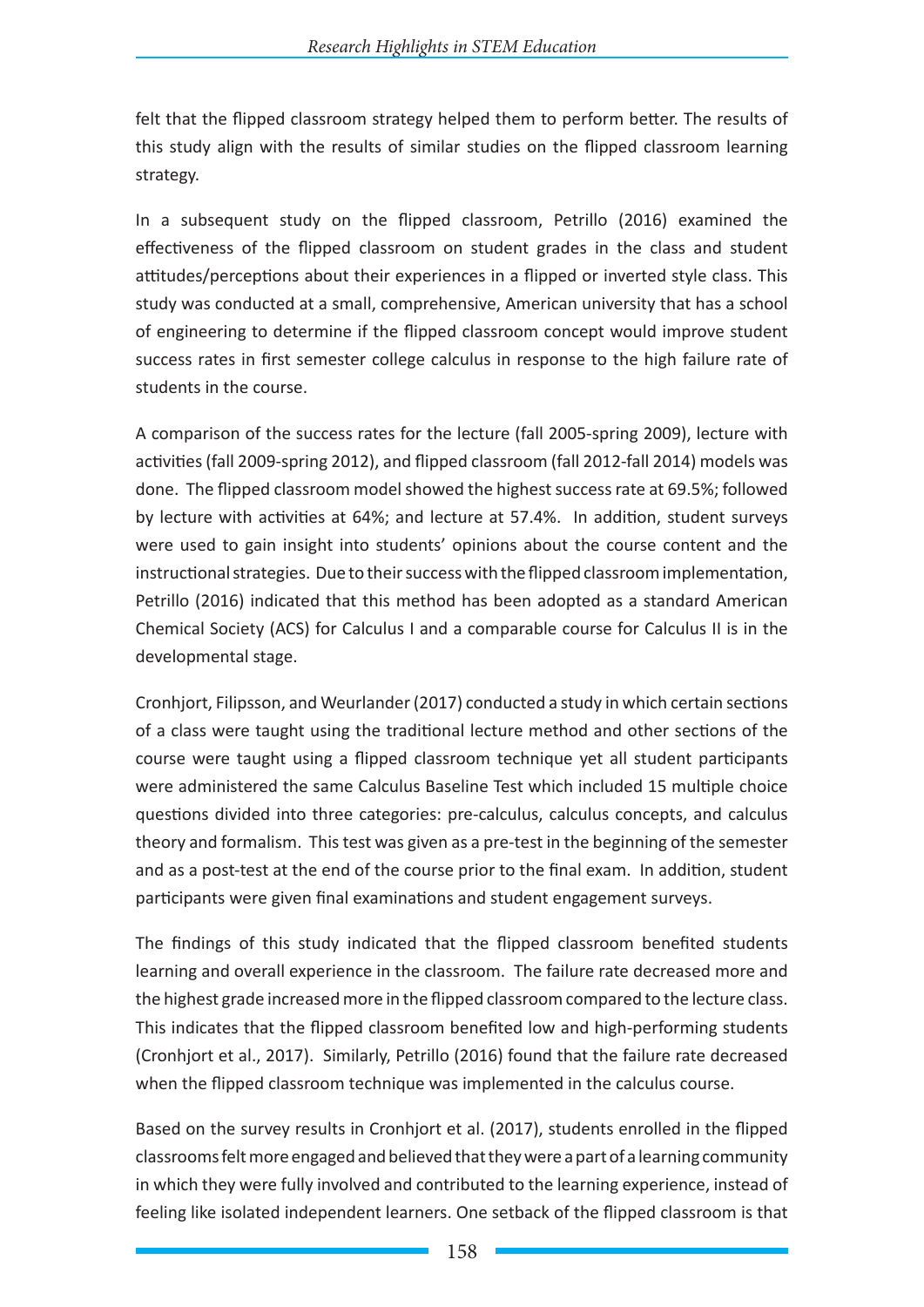felt that the flipped classroom strategy helped them to perform better. The results of this study align with the results of similar studies on the flipped classroom learning strategy.

In a subsequent study on the flipped classroom, Petrillo (2016) examined the effectiveness of the flipped classroom on student grades in the class and student attitudes/perceptions about their experiences in a flipped or inverted style class. This study was conducted at a small, comprehensive, American university that has a school of engineering to determine if the flipped classroom concept would improve student success rates in first semester college calculus in response to the high failure rate of students in the course.

A comparison of the success rates for the lecture (fall 2005-spring 2009), lecture with activities (fall 2009-spring 2012), and flipped classroom (fall 2012-fall 2014) models was done. The flipped classroom model showed the highest success rate at 69.5%; followed by lecture with activities at 64%; and lecture at 57.4%. In addition, student surveys were used to gain insight into students' opinions about the course content and the instructional strategies. Due to their success with the flipped classroom implementation, Petrillo (2016) indicated that this method has been adopted as a standard American Chemical Society (ACS) for Calculus I and a comparable course for Calculus II is in the developmental stage.

Cronhjort, Filipsson, and Weurlander (2017) conducted a study in which certain sections of a class were taught using the traditional lecture method and other sections of the course were taught using a flipped classroom technique yet all student participants were administered the same Calculus Baseline Test which included 15 multiple choice questions divided into three categories: pre-calculus, calculus concepts, and calculus theory and formalism. This test was given as a pre-test in the beginning of the semester and as a post-test at the end of the course prior to the final exam. In addition, student participants were given final examinations and student engagement surveys.

The findings of this study indicated that the flipped classroom benefited students learning and overall experience in the classroom. The failure rate decreased more and the highest grade increased more in the flipped classroom compared to the lecture class. This indicates that the flipped classroom benefited low and high-performing students (Cronhjort et al., 2017). Similarly, Petrillo (2016) found that the failure rate decreased when the flipped classroom technique was implemented in the calculus course.

Based on the survey results in Cronhjort et al. (2017), students enrolled in the flipped classrooms felt more engaged and believed that they were a part of a learning community in which they were fully involved and contributed to the learning experience, instead of feeling like isolated independent learners. One setback of the flipped classroom is that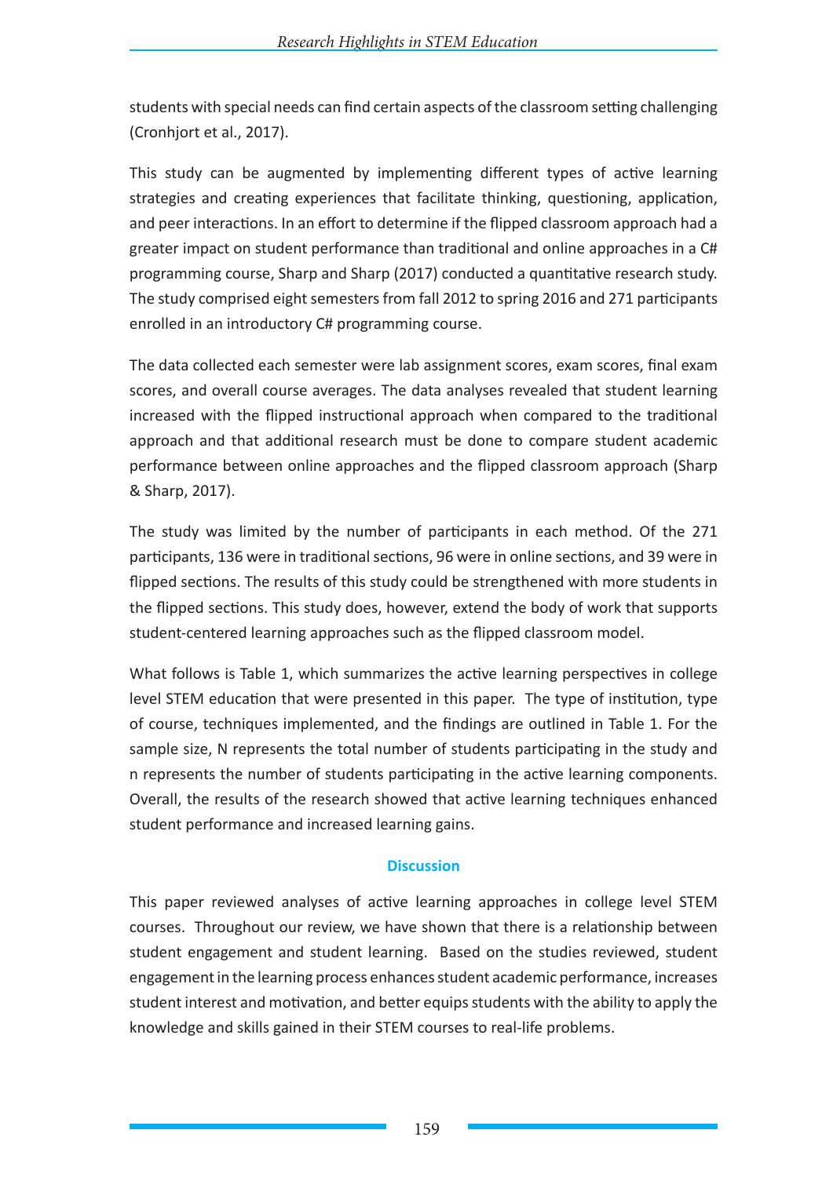students with special needs can find certain aspects of the classroom setting challenging (Cronhjort et al., 2017).

This study can be augmented by implementing different types of active learning strategies and creating experiences that facilitate thinking, questioning, application, and peer interactions. In an effort to determine if the flipped classroom approach had a greater impact on student performance than traditional and online approaches in a C# programming course, Sharp and Sharp (2017) conducted a quantitative research study. The study comprised eight semesters from fall 2012 to spring 2016 and 271 participants enrolled in an introductory C# programming course.

The data collected each semester were lab assignment scores, exam scores, final exam scores, and overall course averages. The data analyses revealed that student learning increased with the flipped instructional approach when compared to the traditional approach and that additional research must be done to compare student academic performance between online approaches and the flipped classroom approach (Sharp & Sharp, 2017).

The study was limited by the number of participants in each method. Of the 271 participants, 136 were in traditional sections, 96 were in online sections, and 39 were in flipped sections. The results of this study could be strengthened with more students in the flipped sections. This study does, however, extend the body of work that supports student-centered learning approaches such as the flipped classroom model.

What follows is Table 1, which summarizes the active learning perspectives in college level STEM education that were presented in this paper. The type of institution, type of course, techniques implemented, and the findings are outlined in Table 1. For the sample size, N represents the total number of students participating in the study and n represents the number of students participating in the active learning components. Overall, the results of the research showed that active learning techniques enhanced student performance and increased learning gains.

## Discussion

This paper reviewed analyses of active learning approaches in college level STEM courses. Throughout our review, we have shown that there is a relationship between student engagement and student learning. Based on the studies reviewed, student engagement in the learning process enhances student academic performance, increases student interest and motivation, and better equips students with the ability to apply the knowledge and skills gained in their STEM courses to real-life problems.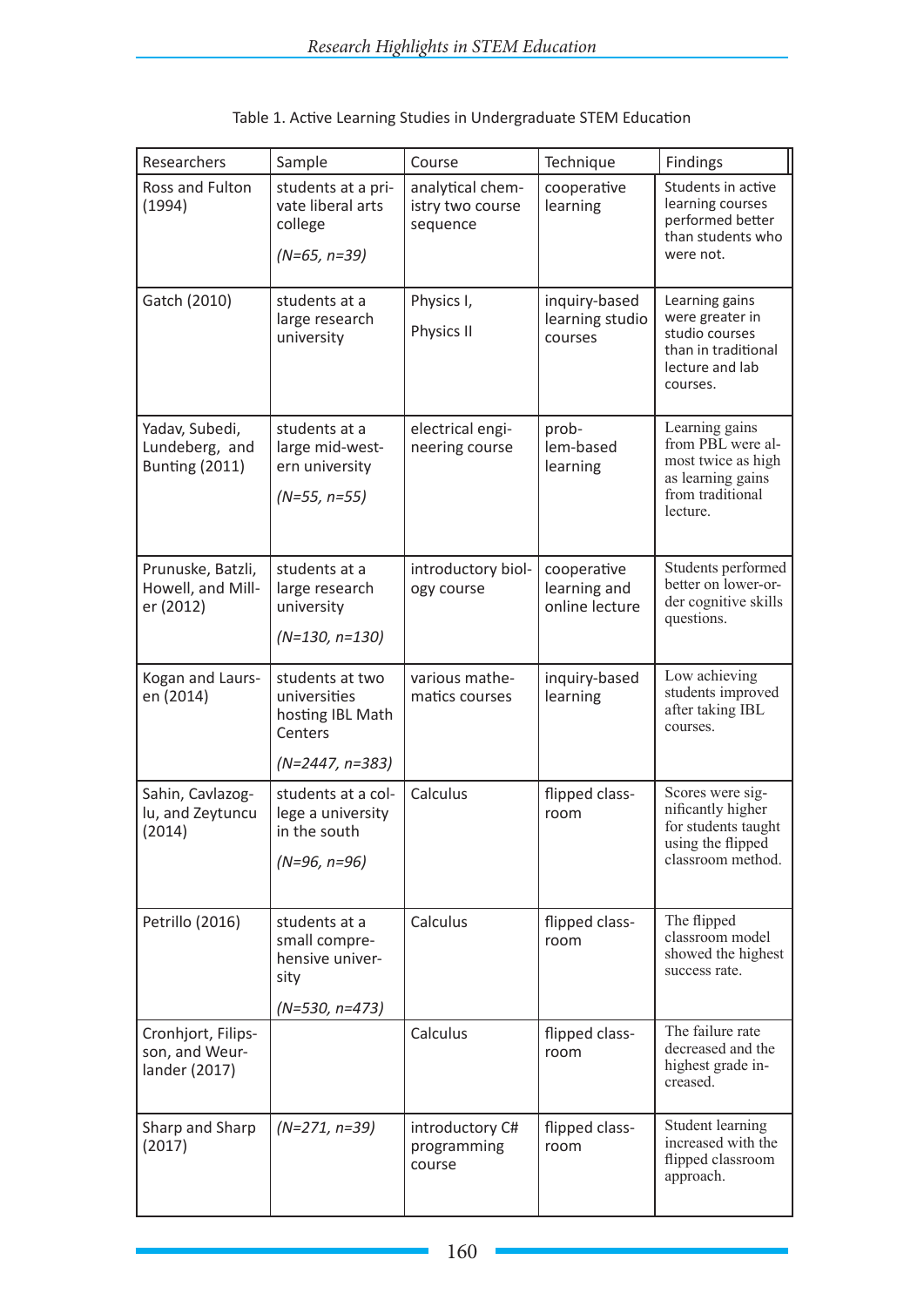Table 1. Active Learning Studies in Undergraduate STEM Education

| Researchers | Sample | Course | Technique | Findings |
|---|---|---|---|---|
| Ross and Fulton (1994) | students at a private liberal arts college *(N=65, n=39)* | analytical chemistry two course sequence | cooperative active learning | Students in active learning courses performed better than students who were not. |
| Gatch (2010) | students at a large research university | Physics I, Physics II | inquiry-based learning studio courses | Learning gains were greater in studio courses than in traditional lecture and lab courses. |
| Yadav, Subedi, Lundeberg, and Bunting (2011) | students at a large mid-western university *(N=55, n=55)* | electrical engineering course | problem-based learning | Learning gains from PBL were almost twice as high as learning gains from traditional lecture. |
| Prunuske, Batzli, Howell, and Miller (2012) | students at a large research university *(N=130, n=130)* | introductory biology course | cooperative learning and online lecture | Students performed better on lower-order cognitive skills questions. |
| Kogan and Laursen (2014) | students at two universities hosting IBL Math Centers *(N=2447, n=383)* | various mathematics courses | inquiry-based learning | Low achieving students improved after taking IBL courses. |
| Sahin, Cavlazoglu, and Zeytuncu (2014) | students at a college a university in the south *(N=96, n=96)* | Calculus | flipped classroom | Scores were significantly higher for students taught using the flipped classroom method. |
| Petrillo (2016) | students at a small comprehensive university *(N=530, n=473)* | Calculus | flipped classroom | The flipped classroom model showed the highest success rate. |
| Cronhjort, Filipsson, and Weurlander (2017) | | Calculus | flipped classroom | The failure rate decreased and the highest grade increased. |
| Sharp and Sharp (2017) | *(N=271, n=39)* | introductory C# programming course | flipped classroom | Student learning increased with the flipped classroom approach. |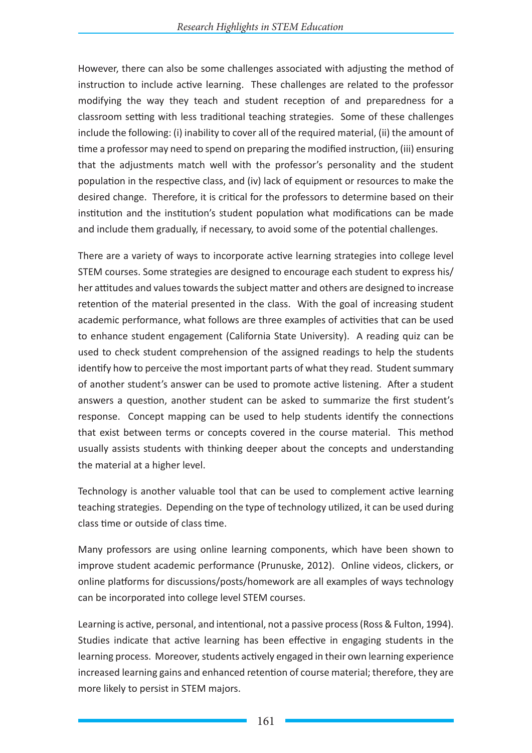However, there can also be some challenges associated with adjusting the method of instruction to include active learning. These challenges are related to the professor modifying the way they teach and student reception of and preparedness for a classroom setting with less traditional teaching strategies. Some of these challenges include the following: (i) inability to cover all of the required material, (ii) the amount of time a professor may need to spend on preparing the modified instruction, (iii) ensuring that the adjustments match well with the professor's personality and the student population in the respective class, and (iv) lack of equipment or resources to make the desired change. Therefore, it is critical for the professors to determine based on their institution and the institution's student population what modifications can be made and include them gradually, if necessary, to avoid some of the potential challenges.

There are a variety of ways to incorporate active learning strategies into college level STEM courses. Some strategies are designed to encourage each student to express his/her attitudes and values towards the subject matter and others are designed to increase retention of the material presented in the class. With the goal of increasing student academic performance, what follows are three examples of activities that can be used to enhance student engagement (California State University). A reading quiz can be used to check student comprehension of the assigned readings to help the students identify how to perceive the most important parts of what they read. Student summary of another student's answer can be used to promote active listening. After a student answers a question, another student can be asked to summarize the first student's response. Concept mapping can be used to help students identify the connections that exist between terms or concepts covered in the course material. This method usually assists students with thinking deeper about the concepts and understanding the material at a higher level.

Technology is another valuable tool that can be used to complement active learning teaching strategies. Depending on the type of technology utilized, it can be used during class time or outside of class time.

Many professors are using online learning components, which have been shown to improve student academic performance (Prunuske, 2012). Online videos, clickers, or online platforms for discussions/posts/homework are all examples of ways technology can be incorporated into college level STEM courses.

Learning is active, personal, and intentional, not a passive process (Ross & Fulton, 1994). Studies indicate that active learning has been effective in engaging students in the learning process. Moreover, students actively engaged in their own learning experience increased learning gains and enhanced retention of course material; therefore, they are more likely to persist in STEM majors.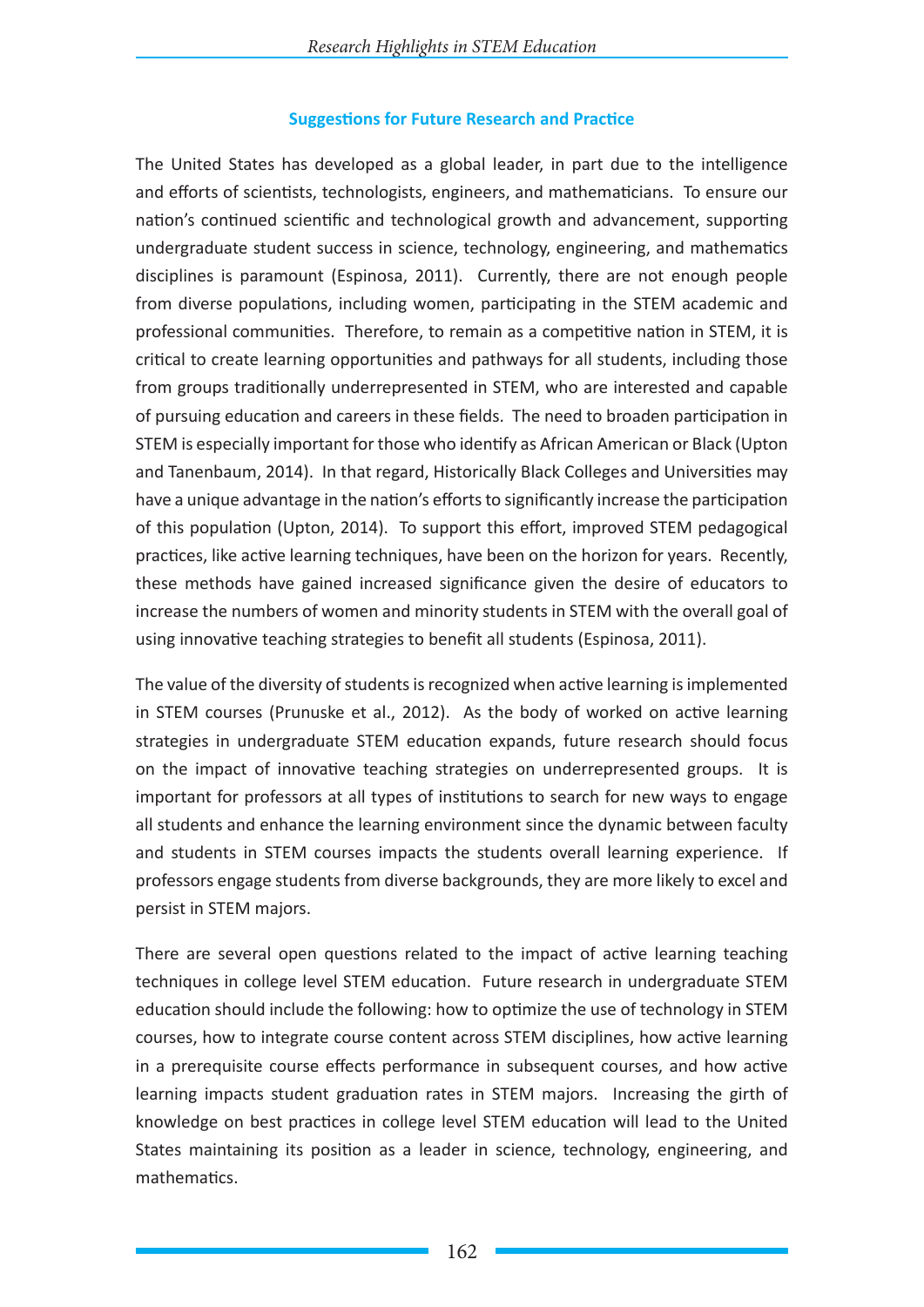## Suggestions for Future Research and Practice

The United States has developed as a global leader, in part due to the intelligence and efforts of scientists, technologists, engineers, and mathematicians. To ensure our nation's continued scientific and technological growth and advancement, supporting undergraduate student success in science, technology, engineering, and mathematics disciplines is paramount (Espinosa, 2011). Currently, there are not enough people from diverse populations, including women, participating in the STEM academic and professional communities. Therefore, to remain as a competitive nation in STEM, it is critical to create learning opportunities and pathways for all students, including those from groups traditionally underrepresented in STEM, who are interested and capable of pursuing education and careers in these fields. The need to broaden participation in STEM is especially important for those who identify as African American or Black (Upton and Tanenbaum, 2014). In that regard, Historically Black Colleges and Universities may have a unique advantage in the nation's efforts to significantly increase the participation of this population (Upton, 2014). To support this effort, improved STEM pedagogical practices, like active learning techniques, have been on the horizon for years. Recently, these methods have gained increased significance given the desire of educators to increase the numbers of women and minority students in STEM with the overall goal of using innovative teaching strategies to benefit all students (Espinosa, 2011).

The value of the diversity of students is recognized when active learning is implemented in STEM courses (Prunuske et al., 2012). As the body of worked on active learning strategies in undergraduate STEM education expands, future research should focus on the impact of innovative teaching strategies on underrepresented groups. It is important for professors at all types of institutions to search for new ways to engage all students and enhance the learning environment since the dynamic between faculty and students in STEM courses impacts the students overall learning experience. If professors engage students from diverse backgrounds, they are more likely to excel and persist in STEM majors.

There are several open questions related to the impact of active learning teaching techniques in college level STEM education. Future research in undergraduate STEM education should include the following: how to optimize the use of technology in STEM courses, how to integrate course content across STEM disciplines, how active learning in a prerequisite course effects performance in subsequent courses, and how active learning impacts student graduation rates in STEM majors. Increasing the girth of knowledge on best practices in college level STEM education will lead to the United States maintaining its position as a leader in science, technology, engineering, and mathematics.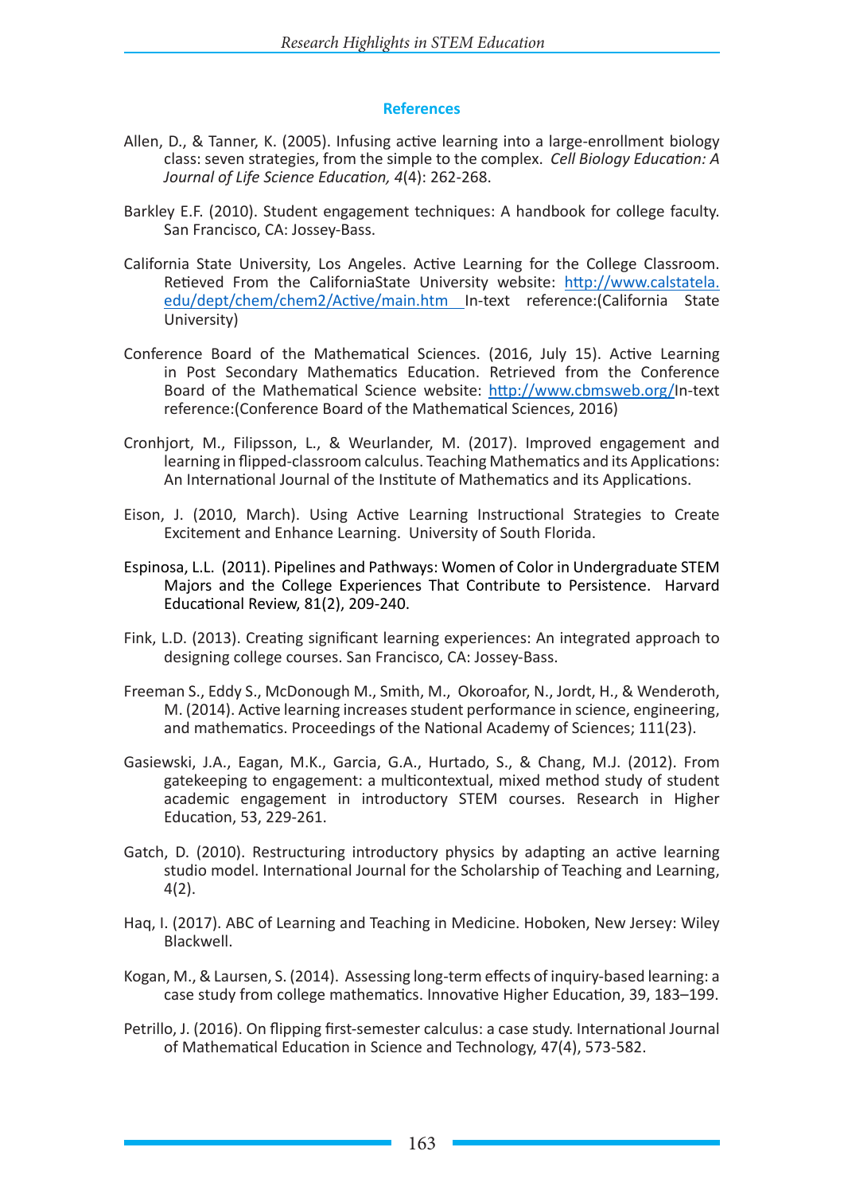## References

Allen, D., & Tanner, K. (2005). Infusing active learning into a large-enrollment biology class: seven strategies, from the simple to the complex. *Cell Biology Education: A Journal of Life Science Education, 4*(4): 262-268.

Barkley E.F. (2010). Student engagement techniques: A handbook for college faculty. San Francisco, CA: Jossey-Bass.

California State University, Los Angeles. Active Learning for the College Classroom. Retieved From the CalifoniaState University website: http://www.calstatela.edu/dept/chem/chem2/Active/main.htm In-text reference:(California State University)

Conference Board of the Mathematical Sciences. (2016, July 15). Active Learning in Post Secondary Mathematics Education. Retrieved from the Conference Board of the Mathematical Science website: http://www.cbmsweb.org/In-text reference:(Conference Board of the Mathematical Sciences, 2016)

Cronhjort, M., Filipsson, L., & Weurlander, M. (2017). Improved engagement and learning in flipped-classroom calculus. Teaching Mathematics and its Applications: An International Journal of the Institute of Mathematics and its Applications.

Eison, J. (2010, March). Using Active Learning Instructional Strategies to Create Excitement and Enhance Learning. University of South Florida.

Espinosa, L.L. (2011). Pipelines and Pathways: Women of Color in Undergraduate STEM Majors and the College Experiences That Contribute to Persistence. Harvard Educational Review, 81(2), 209-240.

Fink, L.D. (2013). Creating significant learning experiences: An integrated approach to designing college courses. San Francisco, CA: Jossey-Bass.

Freeman S., Eddy S., McDonough M., Smith, M., Okoroafor, N., Jordt, H., & Wenderoth, M. (2014). Active learning increases student performance in science, engineering, and mathematics. Proceedings of the National Academy of Sciences; 111(23).

Gasiewski, J.A., Eagan, M.K., Garcia, G.A., Hurtado, S., & Chang, M.J. (2012). From gatekeeping to engagement: a multicontextual, mixed method study of student academic engagement in introductory STEM courses. Research in Higher Education, 53, 229-261.

Gatch, D. (2010). Restructuring introductory physics by adapting an active learning studio model. International Journal for the Scholarship of Teaching and Learning, 4(2).

Haq, I. (2017). ABC of Learning and Teaching in Medicine. Hoboken, New Jersey: Wiley Blackwell.

Kogan, M., & Laursen, S. (2014). Assessing long-term effects of inquiry-based learning: a case study from college mathematics. Innovative Higher Education, 39, 183–199.

Petrillo, J. (2016). On flipping first-semester calculus: a case study. International Journal of Mathematical Education in Science and Technology, 47(4), 573-582.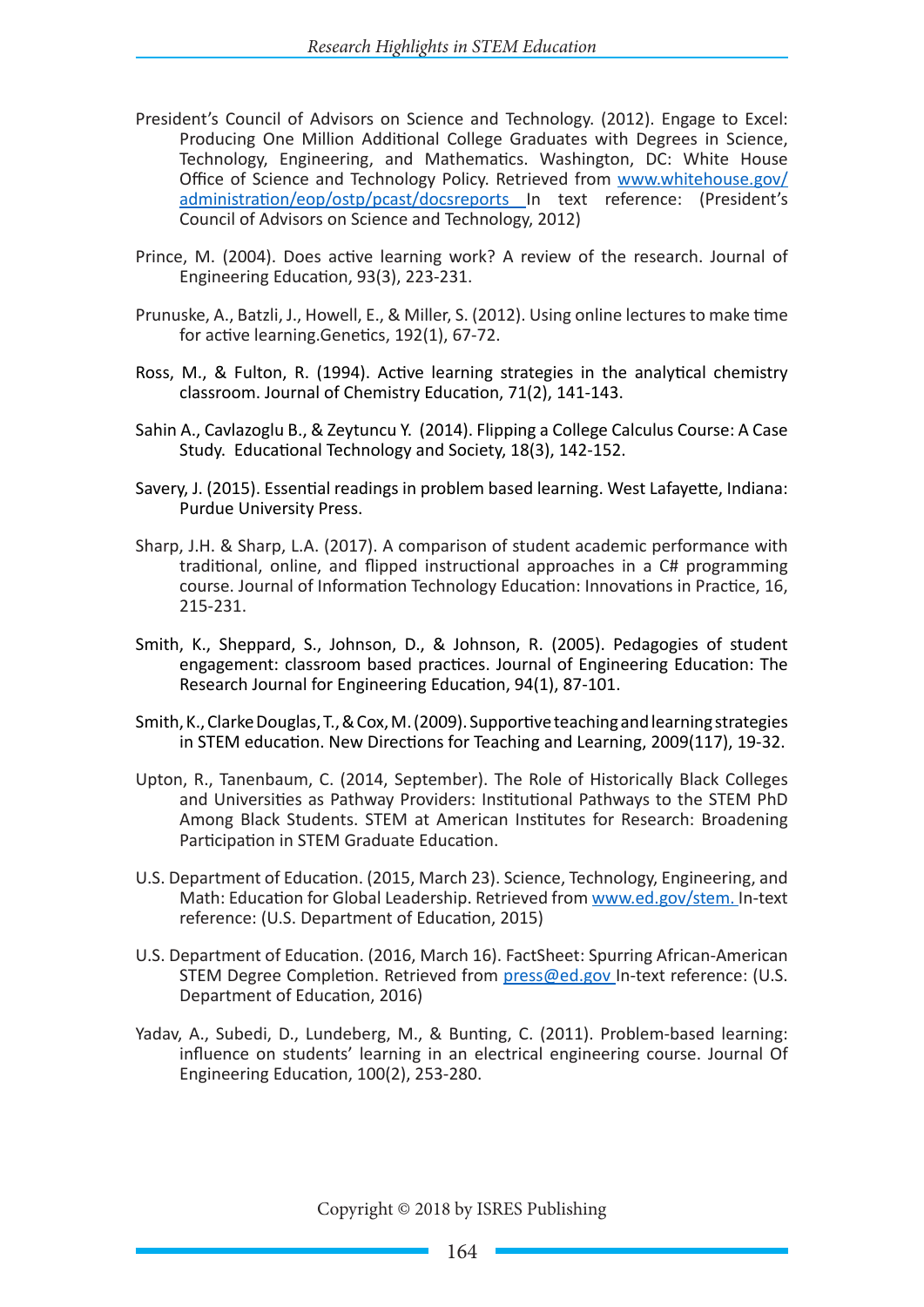President's Council of Advisors on Science and Technology. (2012). Engage to Excel: Producing One Million Additional College Graduates with Degrees in Science, Technology, Engineering, and Mathematics. Washington, DC: White House Office of Science and Technology Policy. Retrieved from www.whitehouse.gov/administration/eop/ostp/pcast/docsreports In text reference: (President's Council of Advisors on Science and Technology, 2012)

Prince, M. (2004). Does active learning work? A review of the research. Journal of Engineering Education, 93(3), 223-231.

Prunuske, A., Batzli, J., Howell, E., & Miller, S. (2012). Using online lectures to make time for active learning.Genetics, 192(1), 67-72.

Ross, M., & Fulton, R. (1994). Active learning strategies in the analytical chemistry classroom. Journal of Chemistry Education, 71(2), 141-143.

Sahin A., Cavlazoglu B., & Zeytuncu Y. (2014). Flipping a College Calculus Course: A Case Study. Educational Technology and Society, 18(3), 142-152.

Savery, J. (2015). Essential readings in problem based learning. West Lafayette, Indiana: Purdue University Press.

Sharp, J.H. & Sharp, L.A. (2017). A comparison of student academic performance with traditional, online, and flipped instructional approaches in a C# programming course. Journal of Information Technology Education: Innovations in Practice, 16, 215-231.

Smith, K., Sheppard, S., Johnson, D., & Johnson, R. (2005). Pedagogies of student engagement: classroom based practices. Journal of Engineering Education: The Research Journal for Engineering Education, 94(1), 87-101.

Smith, K., Clarke Douglas, T., & Cox, M. (2009). Supportive teaching and learning strategies in STEM education. New Directions for Teaching and Learning, 2009(117), 19-32.

Upton, R., Tanenbaum, C. (2014, September). The Role of Historically Black Colleges and Universities as Pathway Providers: Institutional Pathways to the STEM PhD Among Black Students. STEM at American Institutes for Research: Broadening Participation in STEM Graduate Education.

U.S. Department of Education. (2015, March 23). Science, Technology, Engineering, and Math: Education for Global Leadership. Retrieved from www.ed.gov/stem. In-text reference: (U.S. Department of Education, 2015)

U.S. Department of Education. (2016, March 16). FactSheet: Spurring African-American STEM Degree Completion. Retrieved from press@ed.gov In-text reference: (U.S. Department of Education, 2016)

Yadav, A., Subedi, D., Lundeberg, M., & Bunting, C. (2011). Problem-based learning: influence on students' learning in an electrical engineering course. Journal Of Engineering Education, 100(2), 253-280.

Copyright © 2018 by ISRES Publishing